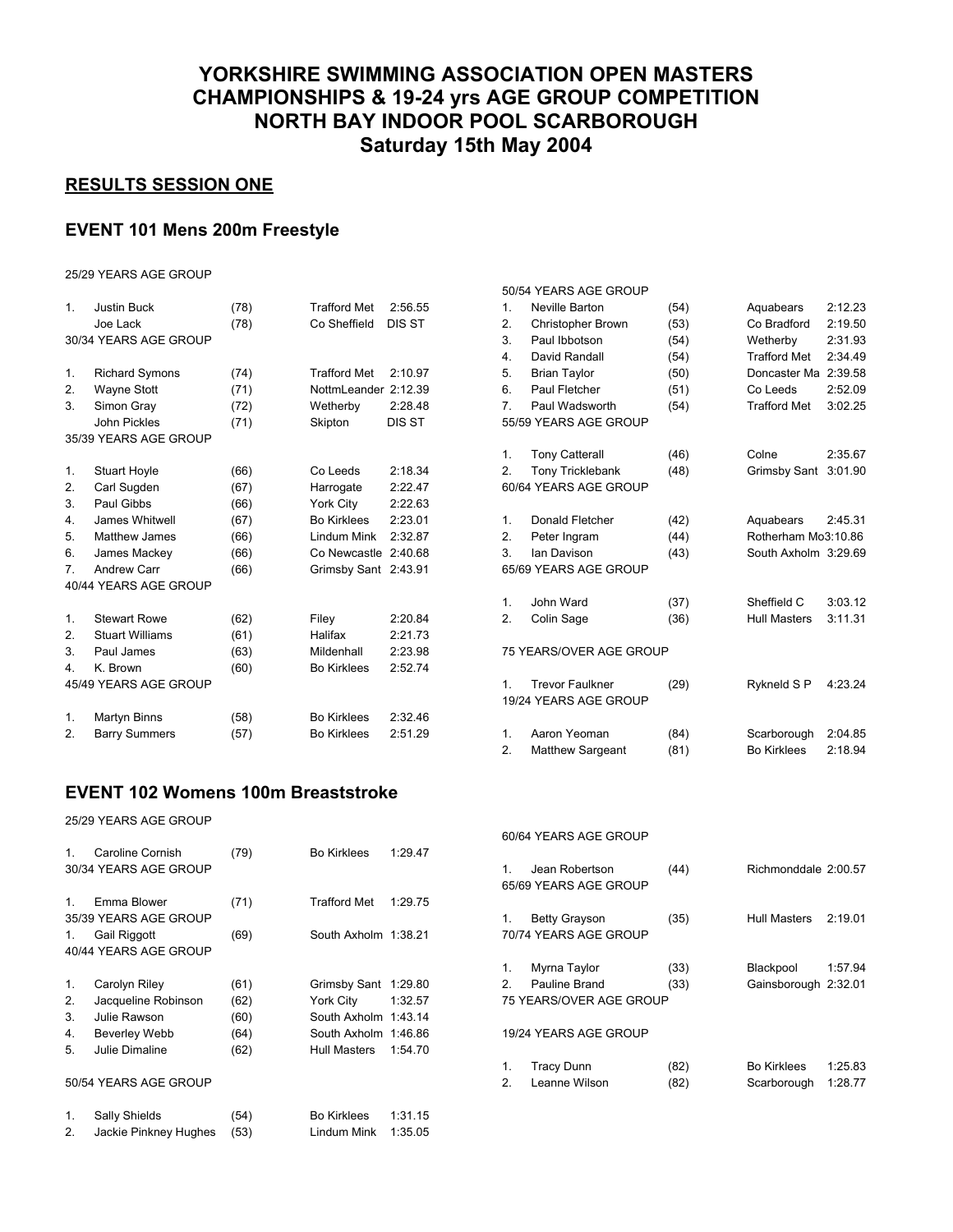# YORKSHIRE SWIMMING ASSOCIATION OPEN MASTERS CHAMPIONSHIPS & 19-24 yrs AGE GROUP COMPETITION
# NORTH BAY INDOOR POOL SCARBOROUGH
# Saturday 15th May 2004

## RESULTS SESSION ONE

## EVENT 101 Mens 200m Freestyle

25/29 YEARS AGE GROUP

| Pos | Name | Year | Club | Time |
|---|---|---|---|---|
| 1. | Justin Buck | (78) | Trafford Met | 2:56.55 |
| | Joe Lack | (78) | Co Sheffield | DIS ST |

30/34 YEARS AGE GROUP

| Pos | Name | Year | Club | Time |
|---|---|---|---|---|
| 1. | Richard Symons | (74) | Trafford Met | 2:10.97 |
| 2. | Wayne Stott | (71) | NottmLeander | 2:12.39 |
| 3. | Simon Gray | (72) | Wetherby | 2:28.48 |
| | John Pickles | (71) | Skipton | DIS ST |

35/39 YEARS AGE GROUP

| Pos | Name | Year | Club | Time |
|---|---|---|---|---|
| 1. | Stuart Hoyle | (66) | Co Leeds | 2:18.34 |
| 2. | Carl Sugden | (67) | Harrogate | 2:22.47 |
| 3. | Paul Gibbs | (66) | York City | 2:22.63 |
| 4. | James Whitwell | (67) | Bo Kirklees | 2:23.01 |
| 5. | Matthew James | (66) | Lindum Mink | 2:32.87 |
| 6. | James Mackey | (66) | Co Newcastle | 2:40.68 |
| 7. | Andrew Carr | (66) | Grimsby Sant | 2:43.91 |

40/44 YEARS AGE GROUP

| Pos | Name | Year | Club | Time |
|---|---|---|---|---|
| 1. | Stewart Rowe | (62) | Filey | 2:20.84 |
| 2. | Stuart Williams | (61) | Halifax | 2:21.73 |
| 3. | Paul James | (63) | Mildenhall | 2:23.98 |
| 4. | K. Brown | (60) | Bo Kirklees | 2:52.74 |

45/49 YEARS AGE GROUP

| Pos | Name | Year | Club | Time |
|---|---|---|---|---|
| 1. | Martyn Binns | (58) | Bo Kirklees | 2:32.46 |
| 2. | Barry Summers | (57) | Bo Kirklees | 2:51.29 |

50/54 YEARS AGE GROUP

| Pos | Name | Year | Club | Time |
|---|---|---|---|---|
| 1. | Neville Barton | (54) | Aquabears | 2:12.23 |
| 2. | Christopher Brown | (53) | Co Bradford | 2:19.50 |
| 3. | Paul Ibbotson | (54) | Wetherby | 2:31.93 |
| 4. | David Randall | (54) | Trafford Met | 2:34.49 |
| 5. | Brian Taylor | (50) | Doncaster Ma | 2:39.58 |
| 6. | Paul Fletcher | (51) | Co Leeds | 2:52.09 |
| 7. | Paul Wadsworth | (54) | Trafford Met | 3:02.25 |

55/59 YEARS AGE GROUP

| Pos | Name | Year | Club | Time |
|---|---|---|---|---|
| 1. | Tony Catterall | (46) | Colne | 2:35.67 |
| 2. | Tony Tricklebank | (48) | Grimsby Sant | 3:01.90 |

60/64 YEARS AGE GROUP

| Pos | Name | Year | Club | Time |
|---|---|---|---|---|
| 1. | Donald Fletcher | (42) | Aquabears | 2:45.31 |
| 2. | Peter Ingram | (44) | Rotherham Mo | 3:10.86 |
| 3. | Ian Davison | (43) | South Axholm | 3:29.69 |

65/69 YEARS AGE GROUP

| Pos | Name | Year | Club | Time |
|---|---|---|---|---|
| 1. | John Ward | (37) | Sheffield C | 3:03.12 |
| 2. | Colin Sage | (36) | Hull Masters | 3:11.31 |

75 YEARS/OVER AGE GROUP

| Pos | Name | Year | Club | Time |
|---|---|---|---|---|
| 1. | Trevor Faulkner | (29) | Rykneld S P | 4:23.24 |

19/24 YEARS AGE GROUP

| Pos | Name | Year | Club | Time |
|---|---|---|---|---|
| 1. | Aaron Yeoman | (84) | Scarborough | 2:04.85 |
| 2. | Matthew Sargeant | (81) | Bo Kirklees | 2:18.94 |

## EVENT 102 Womens 100m Breaststroke

25/29 YEARS AGE GROUP

| Pos | Name | Year | Club | Time |
|---|---|---|---|---|
| 1. | Caroline Cornish | (79) | Bo Kirklees | 1:29.47 |

30/34 YEARS AGE GROUP

| Pos | Name | Year | Club | Time |
|---|---|---|---|---|
| 1. | Emma Blower | (71) | Trafford Met | 1:29.75 |

35/39 YEARS AGE GROUP

| Pos | Name | Year | Club | Time |
|---|---|---|---|---|
| 1. | Gail Riggott | (69) | South Axholm | 1:38.21 |

40/44 YEARS AGE GROUP

| Pos | Name | Year | Club | Time |
|---|---|---|---|---|
| 1. | Carolyn Riley | (61) | Grimsby Sant | 1:29.80 |
| 2. | Jacqueline Robinson | (62) | York City | 1:32.57 |
| 3. | Julie Rawson | (60) | South Axholm | 1:43.14 |
| 4. | Beverley Webb | (64) | South Axholm | 1:46.86 |
| 5. | Julie Dimaline | (62) | Hull Masters | 1:54.70 |

50/54 YEARS AGE GROUP

| Pos | Name | Year | Club | Time |
|---|---|---|---|---|
| 1. | Sally Shields | (54) | Bo Kirklees | 1:31.15 |
| 2. | Jackie Pinkney Hughes | (53) | Lindum Mink | 1:35.05 |

60/64 YEARS AGE GROUP

| Pos | Name | Year | Club | Time |
|---|---|---|---|---|
| 1. | Jean Robertson | (44) | Richmonddale | 2:00.57 |

65/69 YEARS AGE GROUP

| Pos | Name | Year | Club | Time |
|---|---|---|---|---|
| 1. | Betty Grayson | (35) | Hull Masters | 2:19.01 |

70/74 YEARS AGE GROUP

| Pos | Name | Year | Club | Time |
|---|---|---|---|---|
| 1. | Myrna Taylor | (33) | Blackpool | 1:57.94 |
| 2. | Pauline Brand | (33) | Gainsborough | 2:32.01 |

75 YEARS/OVER AGE GROUP

19/24 YEARS AGE GROUP

| Pos | Name | Year | Club | Time |
|---|---|---|---|---|
| 1. | Tracy Dunn | (82) | Bo Kirklees | 1:25.83 |
| 2. | Leanne Wilson | (82) | Scarborough | 1:28.77 |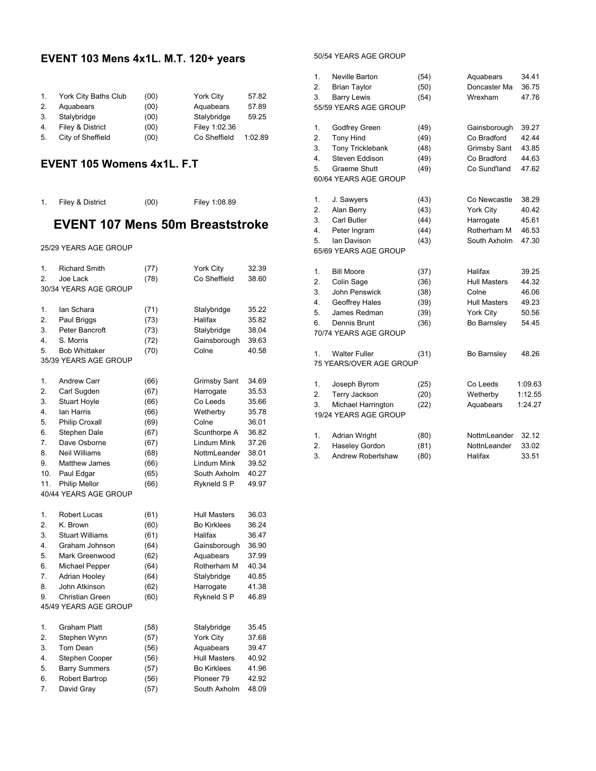## EVENT 103 Mens 4x1L. M.T. 120+ years

| | | | | |
|---|---|---|---|---|
| 1. | York City Baths Club | (00) | York City | 57.82 |
| 2. | Aquabears | (00) | Aquabears | 57.89 |
| 3. | Stalybridge | (00) | Stalybridge | 59.25 |
| 4. | Filey & District | (00) | Filey 1:02.36 | |
| 5. | City of Sheffield | (00) | Co Sheffield | 1:02.89 |

## EVENT 105 Womens 4x1L. F.T

| | | | | |
|---|---|---|---|---|
| 1. | Filey & District | (00) | Filey 1:08.89 | |

# EVENT 107 Mens 50m Breaststroke

25/29 YEARS AGE GROUP

| | | | | |
|---|---|---|---|---|
| 1. | Richard Smith | (77) | York City | 32.39 |
| 2. | Joe Lack | (78) | Co Sheffield | 38.60 |

30/34 YEARS AGE GROUP

| | | | | |
|---|---|---|---|---|
| 1. | Ian Schara | (71) | Stalybridge | 35.22 |
| 2. | Paul Briggs | (73) | Halifax | 35.82 |
| 3. | Peter Bancroft | (73) | Stalybridge | 38.04 |
| 4. | S. Morris | (72) | Gainsborough | 39.63 |
| 5. | Bob Whittaker | (70) | Colne | 40.58 |

35/39 YEARS AGE GROUP

| | | | | |
|---|---|---|---|---|
| 1. | Andrew Carr | (66) | Grimsby Sant | 34.69 |
| 2. | Carl Sugden | (67) | Harrogate | 35.53 |
| 3. | Stuart Hoyle | (66) | Co Leeds | 35.66 |
| 4. | Ian Harris | (66) | Wetherby | 35.78 |
| 5. | Philip Croxall | (69) | Colne | 36.01 |
| 6. | Stephen Dale | (67) | Scunthorpe A | 36.82 |
| 7. | Dave Osborne | (67) | Lindum Mink | 37.26 |
| 8. | Neil Williams | (68) | NottmLeander | 38.01 |
| 9. | Matthew James | (66) | Lindum Mink | 39.52 |
| 10. | Paul Edgar | (65) | South Axholm | 40.27 |
| 11. | Philip Mellor | (66) | Rykneld S P | 49.97 |

40/44 YEARS AGE GROUP

| | | | | |
|---|---|---|---|---|
| 1. | Robert Lucas | (61) | Hull Masters | 36.03 |
| 2. | K. Brown | (60) | Bo Kirklees | 36.24 |
| 3. | Stuart Williams | (61) | Halifax | 36.47 |
| 4. | Graham Johnson | (64) | Gainsborough | 36.90 |
| 5. | Mark Greenwood | (62) | Aquabears | 37.99 |
| 6. | Michael Pepper | (64) | Rotherham M | 40.34 |
| 7. | Adrian Hooley | (64) | Stalybridge | 40.85 |
| 8. | John Atkinson | (62) | Harrogate | 41.38 |
| 9. | Christian Green | (60) | Rykneld S P | 46.89 |

45/49 YEARS AGE GROUP

| | | | | |
|---|---|---|---|---|
| 1. | Graham Platt | (58) | Stalybridge | 35.45 |
| 2. | Stephen Wynn | (57) | York City | 37.68 |
| 3. | Tom Dean | (56) | Aquabears | 39.47 |
| 4. | Stephen Cooper | (56) | Hull Masters | 40.92 |
| 5. | Barry Summers | (57) | Bo Kirklees | 41.96 |
| 6. | Robert Bartrop | (56) | Pioneer 79 | 42.92 |
| 7. | David Gray | (57) | South Axholm | 48.09 |

50/54 YEARS AGE GROUP

| | | | | |
|---|---|---|---|---|
| 1. | Neville Barton | (54) | Aquabears | 34.41 |
| 2. | Brian Taylor | (50) | Doncaster Ma | 36.75 |
| 3. | Barry Lewis | (54) | Wrexham | 47.76 |

55/59 YEARS AGE GROUP

| | | | | |
|---|---|---|---|---|
| 1. | Godfrey Green | (49) | Gainsborough | 39.27 |
| 2. | Tony Hind | (49) | Co Bradford | 42.44 |
| 3. | Tony Tricklebank | (48) | Grimsby Sant | 43.85 |
| 4. | Steven Eddison | (49) | Co Bradford | 44.63 |
| 5. | Graeme Shutt | (49) | Co Sund'land | 47.62 |

60/64 YEARS AGE GROUP

| | | | | |
|---|---|---|---|---|
| 1. | J. Sawyers | (43) | Co Newcastle | 38.29 |
| 2. | Alan Berry | (43) | York City | 40.42 |
| 3. | Carl Butler | (44) | Harrogate | 45.61 |
| 4. | Peter Ingram | (44) | Rotherham M | 46.53 |
| 5. | Ian Davison | (43) | South Axholm | 47.30 |

65/69 YEARS AGE GROUP

| | | | | |
|---|---|---|---|---|
| 1. | Bill Moore | (37) | Halifax | 39.25 |
| 2. | Colin Sage | (36) | Hull Masters | 44.32 |
| 3. | John Penswick | (38) | Colne | 46.06 |
| 4. | Geoffrey Hales | (39) | Hull Masters | 49.23 |
| 5. | James Redman | (39) | York City | 50.56 |
| 6. | Dennis Brunt | (36) | Bo Barnsley | 54.45 |

70/74 YEARS AGE GROUP

| | | | | |
|---|---|---|---|---|
| 1. | Walter Fuller | (31) | Bo Barnsley | 48.26 |

75 YEARS/OVER AGE GROUP

| | | | | |
|---|---|---|---|---|
| 1. | Joseph Byrom | (25) | Co Leeds | 1:09.63 |
| 2. | Terry Jackson | (20) | Wetherby | 1:12.55 |
| 3. | Michael Harrington | (22) | Aquabears | 1:24.27 |

19/24 YEARS AGE GROUP

| | | | | |
|---|---|---|---|---|
| 1. | Adrian Wright | (80) | NottmLeander | 32.12 |
| 2. | Haseley Gordon | (81) | NottnLeander | 33.02 |
| 3. | Andrew Robertshaw | (80) | Halifax | 33.51 |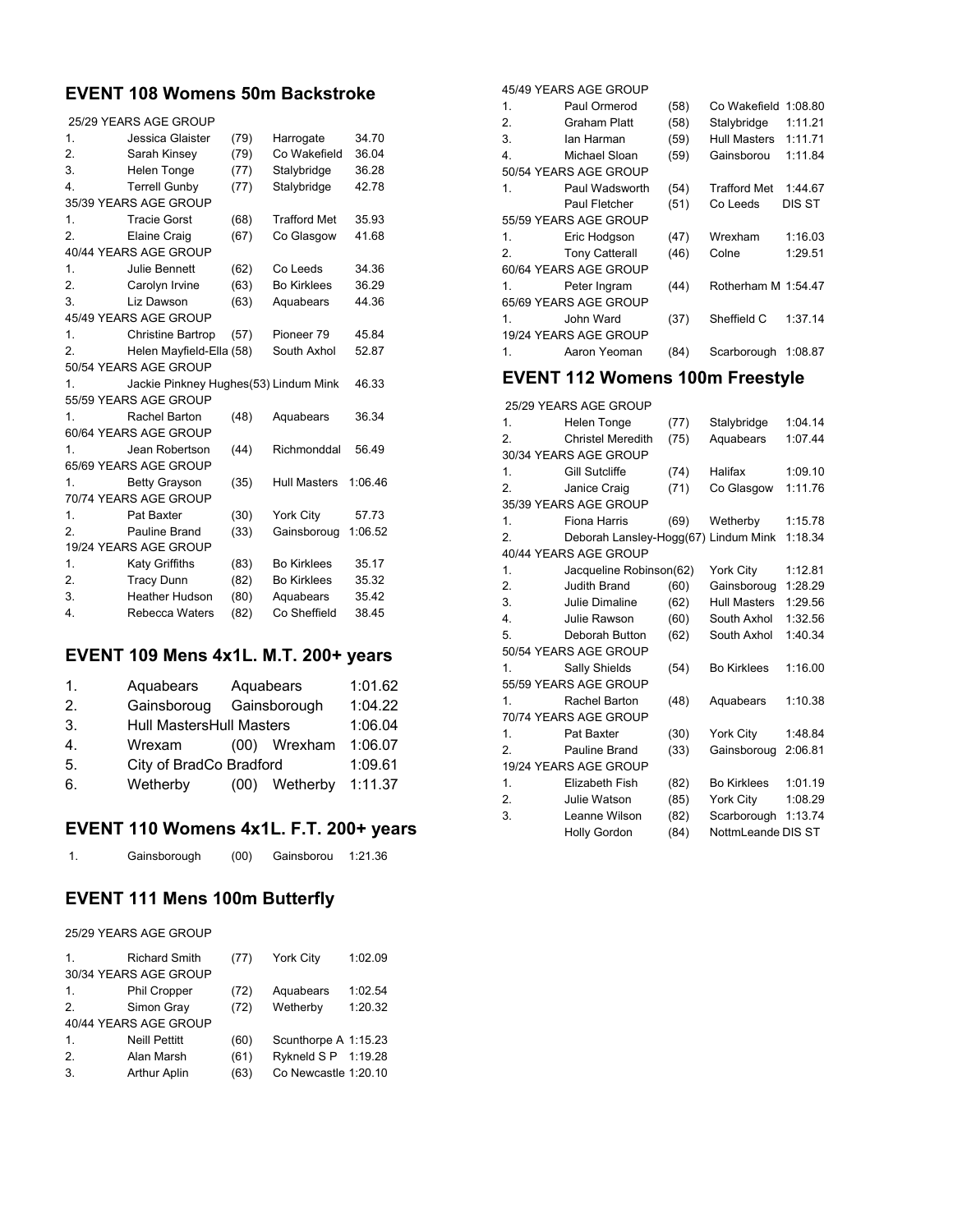## EVENT 108 Womens 50m Backstroke

| | | | | |
|---|---|---|---|---|
| 25/29 YEARS AGE GROUP | | | | |
| 1. | Jessica Glaister | (79) | Harrogate | 34.70 |
| 2. | Sarah Kinsey | (79) | Co Wakefield | 36.04 |
| 3. | Helen Tonge | (77) | Stalybridge | 36.28 |
| 4. | Terrell Gunby | (77) | Stalybridge | 42.78 |
| 35/39 YEARS AGE GROUP | | | | |
| 1. | Tracie Gorst | (68) | Trafford Met | 35.93 |
| 2. | Elaine Craig | (67) | Co Glasgow | 41.68 |
| 40/44 YEARS AGE GROUP | | | | |
| 1. | Julie Bennett | (62) | Co Leeds | 34.36 |
| 2. | Carolyn Irvine | (63) | Bo Kirklees | 36.29 |
| 3. | Liz Dawson | (63) | Aquabears | 44.36 |
| 45/49 YEARS AGE GROUP | | | | |
| 1. | Christine Bartrop | (57) | Pioneer 79 | 45.84 |
| 2. | Helen Mayfield-Ella | (58) | South Axhol | 52.87 |
| 50/54 YEARS AGE GROUP | | | | |
| 1. | Jackie Pinkney Hughes | (53) | Lindum Mink | 46.33 |
| 55/59 YEARS AGE GROUP | | | | |
| 1. | Rachel Barton | (48) | Aquabears | 36.34 |
| 60/64 YEARS AGE GROUP | | | | |
| 1. | Jean Robertson | (44) | Richmonddal | 56.49 |
| 65/69 YEARS AGE GROUP | | | | |
| 1. | Betty Grayson | (35) | Hull Masters | 1:06.46 |
| 70/74 YEARS AGE GROUP | | | | |
| 1. | Pat Baxter | (30) | York City | 57.73 |
| 2. | Pauline Brand | (33) | Gainsboroug | 1:06.52 |
| 19/24 YEARS AGE GROUP | | | | |
| 1. | Katy Griffiths | (83) | Bo Kirklees | 35.17 |
| 2. | Tracy Dunn | (82) | Bo Kirklees | 35.32 |
| 3. | Heather Hudson | (80) | Aquabears | 35.42 |
| 4. | Rebecca Waters | (82) | Co Sheffield | 38.45 |

## EVENT 109 Mens 4x1L. M.T. 200+ years

| | | | | |
|---|---|---|---|---|
| 1. | Aquabears | | Aquabears | 1:01.62 |
| 2. | Gainsboroug | | Gainsborough | 1:04.22 |
| 3. | Hull Masters | | Hull Masters | 1:06.04 |
| 4. | Wrexam | (00) | Wrexham | 1:06.07 |
| 5. | City of Brad | | Co Bradford | 1:09.61 |
| 6. | Wetherby | (00) | Wetherby | 1:11.37 |

## EVENT 110 Womens 4x1L. F.T. 200+ years

| | | | | |
|---|---|---|---|---|
| 1. | Gainsborough | (00) | Gainsborou | 1:21.36 |

## EVENT 111 Mens 100m Butterfly

| | | | | |
|---|---|---|---|---|
| 25/29 YEARS AGE GROUP | | | | |
| 1. | Richard Smith | (77) | York City | 1:02.09 |
| 30/34 YEARS AGE GROUP | | | | |
| 1. | Phil Cropper | (72) | Aquabears | 1:02.54 |
| 2. | Simon Gray | (72) | Wetherby | 1:20.32 |
| 40/44 YEARS AGE GROUP | | | | |
| 1. | Neill Pettitt | (60) | Scunthorpe A | 1:15.23 |
| 2. | Alan Marsh | (61) | Rykneld S P | 1:19.28 |
| 3. | Arthur Aplin | (63) | Co Newcastle | 1:20.10 |
| 45/49 YEARS AGE GROUP | | | | |
| 1. | Paul Ormerod | (58) | Co Wakefield | 1:08.80 |
| 2. | Graham Platt | (58) | Stalybridge | 1:11.21 |
| 3. | Ian Harman | (59) | Hull Masters | 1:11.71 |
| 4. | Michael Sloan | (59) | Gainsborou | 1:11.84 |
| 50/54 YEARS AGE GROUP | | | | |
| 1. | Paul Wadsworth | (54) | Trafford Met | 1:44.67 |
| | Paul Fletcher | (51) | Co Leeds | DIS ST |
| 55/59 YEARS AGE GROUP | | | | |
| 1. | Eric Hodgson | (47) | Wrexham | 1:16.03 |
| 2. | Tony Catterall | (46) | Colne | 1:29.51 |
| 60/64 YEARS AGE GROUP | | | | |
| 1. | Peter Ingram | (44) | Rotherham M | 1:54.47 |
| 65/69 YEARS AGE GROUP | | | | |
| 1. | John Ward | (37) | Sheffield C | 1:37.14 |
| 19/24 YEARS AGE GROUP | | | | |
| 1. | Aaron Yeoman | (84) | Scarborough | 1:08.87 |

## EVENT 112 Womens 100m Freestyle

| | | | | |
|---|---|---|---|---|
| 25/29 YEARS AGE GROUP | | | | |
| 1. | Helen Tonge | (77) | Stalybridge | 1:04.14 |
| 2. | Christel Meredith | (75) | Aquabears | 1:07.44 |
| 30/34 YEARS AGE GROUP | | | | |
| 1. | Gill Sutcliffe | (74) | Halifax | 1:09.10 |
| 2. | Janice Craig | (71) | Co Glasgow | 1:11.76 |
| 35/39 YEARS AGE GROUP | | | | |
| 1. | Fiona Harris | (69) | Wetherby | 1:15.78 |
| 2. | Deborah Lansley-Hogg | (67) | Lindum Mink | 1:18.34 |
| 40/44 YEARS AGE GROUP | | | | |
| 1. | Jacqueline Robinson | (62) | York City | 1:12.81 |
| 2. | Judith Brand | (60) | Gainsboroug | 1:28.29 |
| 3. | Julie Dimaline | (62) | Hull Masters | 1:29.56 |
| 4. | Julie Rawson | (60) | South Axhol | 1:32.56 |
| 5. | Deborah Button | (62) | South Axhol | 1:40.34 |
| 50/54 YEARS AGE GROUP | | | | |
| 1. | Sally Shields | (54) | Bo Kirklees | 1:16.00 |
| 55/59 YEARS AGE GROUP | | | | |
| 1. | Rachel Barton | (48) | Aquabears | 1:10.38 |
| 70/74 YEARS AGE GROUP | | | | |
| 1. | Pat Baxter | (30) | York City | 1:48.84 |
| 2. | Pauline Brand | (33) | Gainsboroug | 2:06.81 |
| 19/24 YEARS AGE GROUP | | | | |
| 1. | Elizabeth Fish | (82) | Bo Kirklees | 1:01.19 |
| 2. | Julie Watson | (85) | York City | 1:08.29 |
| 3. | Leanne Wilson | (82) | Scarborough | 1:13.74 |
| | Holly Gordon | (84) | NottmLeande | DIS ST |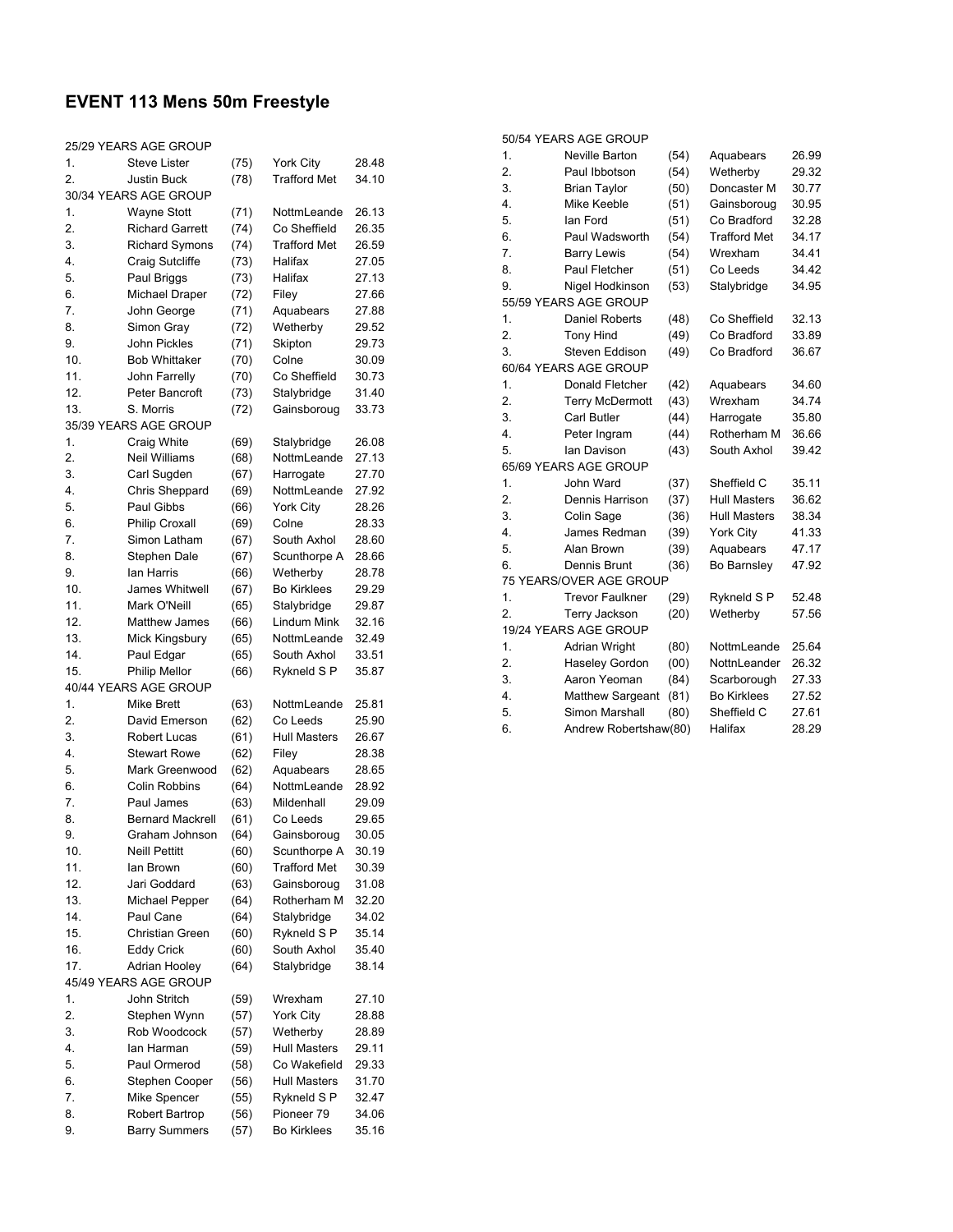# EVENT 113 Mens 50m Freestyle

25/29 YEARS AGE GROUP

| | | | | |
|---|---|---|---|---|
| 1. | Steve Lister | (75) | York City | 28.48 |
| 2. | Justin Buck | (78) | Trafford Met | 34.10 |

30/34 YEARS AGE GROUP

| | | | | |
|---|---|---|---|---|
| 1. | Wayne Stott | (71) | NottmLeande | 26.13 |
| 2. | Richard Garrett | (74) | Co Sheffield | 26.35 |
| 3. | Richard Symons | (74) | Trafford Met | 26.59 |
| 4. | Craig Sutcliffe | (73) | Halifax | 27.05 |
| 5. | Paul Briggs | (73) | Halifax | 27.13 |
| 6. | Michael Draper | (72) | Filey | 27.66 |
| 7. | John George | (71) | Aquabears | 27.88 |
| 8. | Simon Gray | (72) | Wetherby | 29.52 |
| 9. | John Pickles | (71) | Skipton | 29.73 |
| 10. | Bob Whittaker | (70) | Colne | 30.09 |
| 11. | John Farrelly | (70) | Co Sheffield | 30.73 |
| 12. | Peter Bancroft | (73) | Stalybridge | 31.40 |
| 13. | S. Morris | (72) | Gainsboroug | 33.73 |

35/39 YEARS AGE GROUP

| | | | | |
|---|---|---|---|---|
| 1. | Craig White | (69) | Stalybridge | 26.08 |
| 2. | Neil Williams | (68) | NottmLeande | 27.13 |
| 3. | Carl Sugden | (67) | Harrogate | 27.70 |
| 4. | Chris Sheppard | (69) | NottmLeande | 27.92 |
| 5. | Paul Gibbs | (66) | York City | 28.26 |
| 6. | Philip Croxall | (69) | Colne | 28.33 |
| 7. | Simon Latham | (67) | South Axhol | 28.60 |
| 8. | Stephen Dale | (67) | Scunthorpe A | 28.66 |
| 9. | Ian Harris | (66) | Wetherby | 28.78 |
| 10. | James Whitwell | (67) | Bo Kirklees | 29.29 |
| 11. | Mark O'Neill | (65) | Stalybridge | 29.87 |
| 12. | Matthew James | (66) | Lindum Mink | 32.16 |
| 13. | Mick Kingsbury | (65) | NottmLeande | 32.49 |
| 14. | Paul Edgar | (65) | South Axhol | 33.51 |
| 15. | Philip Mellor | (66) | Rykneld S P | 35.87 |

40/44 YEARS AGE GROUP

| | | | | |
|---|---|---|---|---|
| 1. | Mike Brett | (63) | NottmLeande | 25.81 |
| 2. | David Emerson | (62) | Co Leeds | 25.90 |
| 3. | Robert Lucas | (61) | Hull Masters | 26.67 |
| 4. | Stewart Rowe | (62) | Filey | 28.38 |
| 5. | Mark Greenwood | (62) | Aquabears | 28.65 |
| 6. | Colin Robbins | (64) | NottmLeande | 28.92 |
| 7. | Paul James | (63) | Mildenhall | 29.09 |
| 8. | Bernard Mackrell | (61) | Co Leeds | 29.65 |
| 9. | Graham Johnson | (64) | Gainsboroug | 30.05 |
| 10. | Neill Pettitt | (60) | Scunthorpe A | 30.19 |
| 11. | Ian Brown | (60) | Trafford Met | 30.39 |
| 12. | Jari Goddard | (63) | Gainsboroug | 31.08 |
| 13. | Michael Pepper | (64) | Rotherham M | 32.20 |
| 14. | Paul Cane | (64) | Stalybridge | 34.02 |
| 15. | Christian Green | (60) | Rykneld S P | 35.14 |
| 16. | Eddy Crick | (60) | South Axhol | 35.40 |
| 17. | Adrian Hooley | (64) | Stalybridge | 38.14 |

45/49 YEARS AGE GROUP

| | | | | |
|---|---|---|---|---|
| 1. | John Stritch | (59) | Wrexham | 27.10 |
| 2. | Stephen Wynn | (57) | York City | 28.88 |
| 3. | Rob Woodcock | (57) | Wetherby | 28.89 |
| 4. | Ian Harman | (59) | Hull Masters | 29.11 |
| 5. | Paul Ormerod | (58) | Co Wakefield | 29.33 |
| 6. | Stephen Cooper | (56) | Hull Masters | 31.70 |
| 7. | Mike Spencer | (55) | Rykneld S P | 32.47 |
| 8. | Robert Bartrop | (56) | Pioneer 79 | 34.06 |
| 9. | Barry Summers | (57) | Bo Kirklees | 35.16 |

50/54 YEARS AGE GROUP

| | | | | |
|---|---|---|---|---|
| 1. | Neville Barton | (54) | Aquabears | 26.99 |
| 2. | Paul Ibbotson | (54) | Wetherby | 29.32 |
| 3. | Brian Taylor | (50) | Doncaster M | 30.77 |
| 4. | Mike Keeble | (51) | Gainsboroug | 30.95 |
| 5. | Ian Ford | (51) | Co Bradford | 32.28 |
| 6. | Paul Wadsworth | (54) | Trafford Met | 34.17 |
| 7. | Barry Lewis | (54) | Wrexham | 34.41 |
| 8. | Paul Fletcher | (51) | Co Leeds | 34.42 |
| 9. | Nigel Hodkinson | (53) | Stalybridge | 34.95 |

55/59 YEARS AGE GROUP

| | | | | |
|---|---|---|---|---|
| 1. | Daniel Roberts | (48) | Co Sheffield | 32.13 |
| 2. | Tony Hind | (49) | Co Bradford | 33.89 |
| 3. | Steven Eddison | (49) | Co Bradford | 36.67 |

60/64 YEARS AGE GROUP

| | | | | |
|---|---|---|---|---|
| 1. | Donald Fletcher | (42) | Aquabears | 34.60 |
| 2. | Terry McDermott | (43) | Wrexham | 34.74 |
| 3. | Carl Butler | (44) | Harrogate | 35.80 |
| 4. | Peter Ingram | (44) | Rotherham M | 36.66 |
| 5. | Ian Davison | (43) | South Axhol | 39.42 |

65/69 YEARS AGE GROUP

| | | | | |
|---|---|---|---|---|
| 1. | John Ward | (37) | Sheffield C | 35.11 |
| 2. | Dennis Harrison | (37) | Hull Masters | 36.62 |
| 3. | Colin Sage | (36) | Hull Masters | 38.34 |
| 4. | James Redman | (39) | York City | 41.33 |
| 5. | Alan Brown | (39) | Aquabears | 47.17 |
| 6. | Dennis Brunt | (36) | Bo Barnsley | 47.92 |

75 YEARS/OVER AGE GROUP

| | | | | |
|---|---|---|---|---|
| 1. | Trevor Faulkner | (29) | Rykneld S P | 52.48 |
| 2. | Terry Jackson | (20) | Wetherby | 57.56 |

19/24 YEARS AGE GROUP

| | | | | |
|---|---|---|---|---|
| 1. | Adrian Wright | (80) | NottmLeande | 25.64 |
| 2. | Haseley Gordon | (00) | NottnLeander | 26.32 |
| 3. | Aaron Yeoman | (84) | Scarborough | 27.33 |
| 4. | Matthew Sargeant | (81) | Bo Kirklees | 27.52 |
| 5. | Simon Marshall | (80) | Sheffield C | 27.61 |
| 6. | Andrew Robertshaw | (80) | Halifax | 28.29 |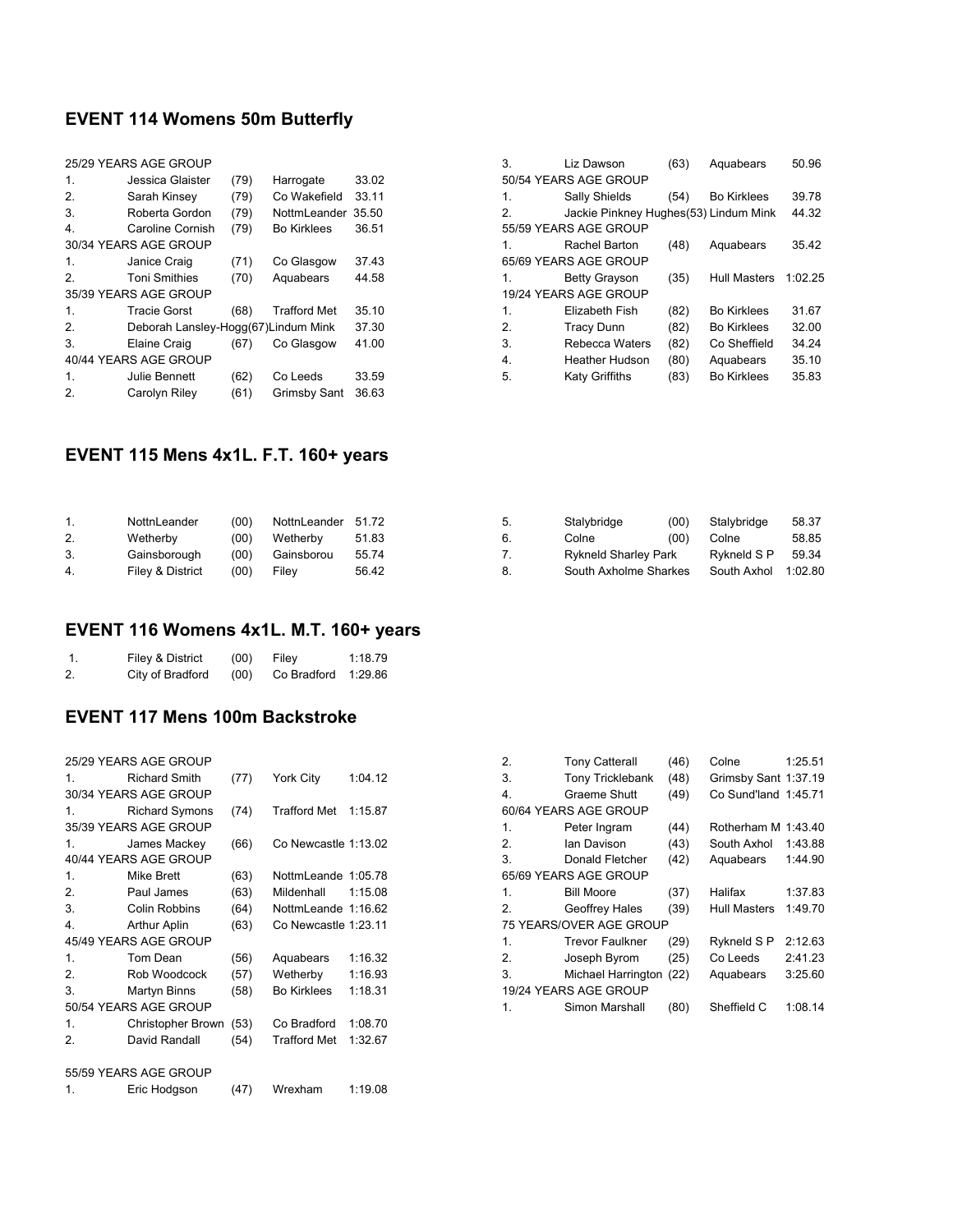## EVENT 114 Womens 50m Butterfly

| | | | | |
|---|---|---|---|---|
| 25/29 YEARS AGE GROUP | | | | |
| 1. | Jessica Glaister | (79) | Harrogate | 33.02 |
| 2. | Sarah Kinsey | (79) | Co Wakefield | 33.11 |
| 3. | Roberta Gordon | (79) | NottmLeander | 35.50 |
| 4. | Caroline Cornish | (79) | Bo Kirklees | 36.51 |
| 30/34 YEARS AGE GROUP | | | | |
| 1. | Janice Craig | (71) | Co Glasgow | 37.43 |
| 2. | Toni Smithies | (70) | Aquabears | 44.58 |
| 35/39 YEARS AGE GROUP | | | | |
| 1. | Tracie Gorst | (68) | Trafford Met | 35.10 |
| 2. | Deborah Lansley-Hogg | (67) | Lindum Mink | 37.30 |
| 3. | Elaine Craig | (67) | Co Glasgow | 41.00 |
| 40/44 YEARS AGE GROUP | | | | |
| 1. | Julie Bennett | (62) | Co Leeds | 33.59 |
| 2. | Carolyn Riley | (61) | Grimsby Sant | 36.63 |
| 3. | Liz Dawson | (63) | Aquabears | 50.96 |
| 50/54 YEARS AGE GROUP | | | | |
| 1. | Sally Shields | (54) | Bo Kirklees | 39.78 |
| 2. | Jackie Pinkney Hughes | (53) | Lindum Mink | 44.32 |
| 55/59 YEARS AGE GROUP | | | | |
| 1. | Rachel Barton | (48) | Aquabears | 35.42 |
| 65/69 YEARS AGE GROUP | | | | |
| 1. | Betty Grayson | (35) | Hull Masters | 1:02.25 |
| 19/24 YEARS AGE GROUP | | | | |
| 1. | Elizabeth Fish | (82) | Bo Kirklees | 31.67 |
| 2. | Tracy Dunn | (82) | Bo Kirklees | 32.00 |
| 3. | Rebecca Waters | (82) | Co Sheffield | 34.24 |
| 4. | Heather Hudson | (80) | Aquabears | 35.10 |
| 5. | Katy Griffiths | (83) | Bo Kirklees | 35.83 |

## EVENT 115 Mens 4x1L. F.T. 160+ years

| | | | | |
|---|---|---|---|---|
| 1. | NottnLeander | (00) | NottnLeander | 51.72 |
| 2. | Wetherby | (00) | Wetherby | 51.83 |
| 3. | Gainsborough | (00) | Gainsborou | 55.74 |
| 4. | Filey & District | (00) | Filey | 56.42 |
| 5. | Stalybridge | (00) | Stalybridge | 58.37 |
| 6. | Colne | (00) | Colne | 58.85 |
| 7. | Rykneld Sharley Park | | Rykneld S P | 59.34 |
| 8. | South Axholme Sharkes | | South Axhol | 1:02.80 |

## EVENT 116 Womens 4x1L. M.T. 160+ years

| | | | | |
|---|---|---|---|---|
| 1. | Filey & District | (00) | Filey | 1:18.79 |
| 2. | City of Bradford | (00) | Co Bradford | 1:29.86 |

## EVENT 117 Mens 100m Backstroke

| | | | | |
|---|---|---|---|---|
| 25/29 YEARS AGE GROUP | | | | |
| 1. | Richard Smith | (77) | York City | 1:04.12 |
| 30/34 YEARS AGE GROUP | | | | |
| 1. | Richard Symons | (74) | Trafford Met | 1:15.87 |
| 35/39 YEARS AGE GROUP | | | | |
| 1. | James Mackey | (66) | Co Newcastle | 1:13.02 |
| 40/44 YEARS AGE GROUP | | | | |
| 1. | Mike Brett | (63) | NottmLeande | 1:05.78 |
| 2. | Paul James | (63) | Mildenhall | 1:15.08 |
| 3. | Colin Robbins | (64) | NottmLeande | 1:16.62 |
| 4. | Arthur Aplin | (63) | Co Newcastle | 1:23.11 |
| 45/49 YEARS AGE GROUP | | | | |
| 1. | Tom Dean | (56) | Aquabears | 1:16.32 |
| 2. | Rob Woodcock | (57) | Wetherby | 1:16.93 |
| 3. | Martyn Binns | (58) | Bo Kirklees | 1:18.31 |
| 50/54 YEARS AGE GROUP | | | | |
| 1. | Christopher Brown | (53) | Co Bradford | 1:08.70 |
| 2. | David Randall | (54) | Trafford Met | 1:32.67 |
| 55/59 YEARS AGE GROUP | | | | |
| 1. | Eric Hodgson | (47) | Wrexham | 1:19.08 |
| 2. | Tony Catterall | (46) | Colne | 1:25.51 |
| 3. | Tony Tricklebank | (48) | Grimsby Sant | 1:37.19 |
| 4. | Graeme Shutt | (49) | Co Sund'land | 1:45.71 |
| 60/64 YEARS AGE GROUP | | | | |
| 1. | Peter Ingram | (44) | Rotherham M | 1:43.40 |
| 2. | Ian Davison | (43) | South Axhol | 1:43.88 |
| 3. | Donald Fletcher | (42) | Aquabears | 1:44.90 |
| 65/69 YEARS AGE GROUP | | | | |
| 1. | Bill Moore | (37) | Halifax | 1:37.83 |
| 2. | Geoffrey Hales | (39) | Hull Masters | 1:49.70 |
| 75 YEARS/OVER AGE GROUP | | | | |
| 1. | Trevor Faulkner | (29) | Rykneld S P | 2:12.63 |
| 2. | Joseph Byrom | (25) | Co Leeds | 2:41.23 |
| 3. | Michael Harrington | (22) | Aquabears | 3:25.60 |
| 19/24 YEARS AGE GROUP | | | | |
| 1. | Simon Marshall | (80) | Sheffield C | 1:08.14 |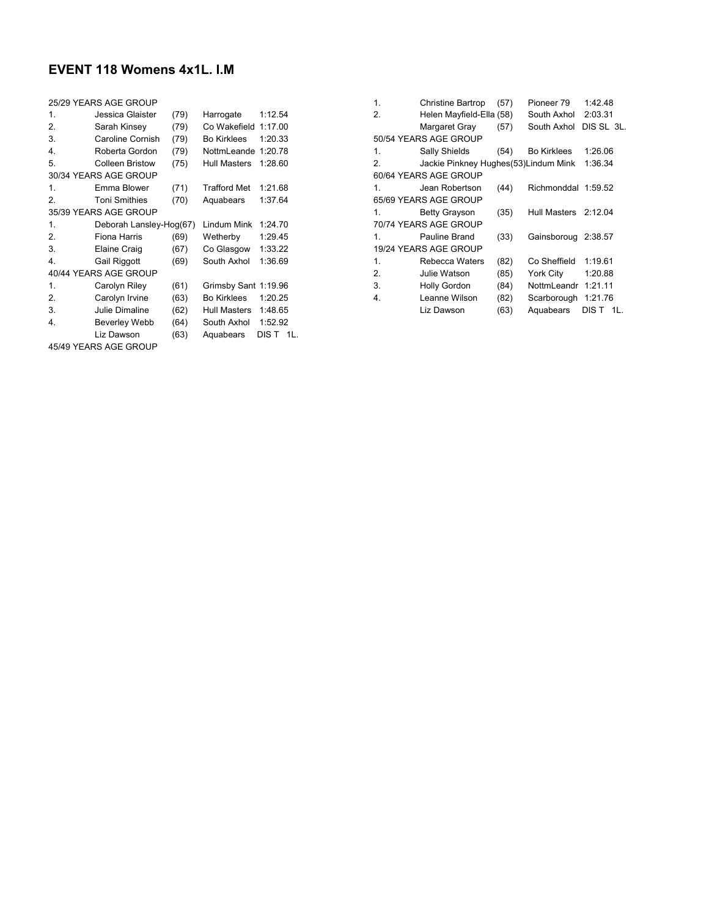## EVENT 118 Womens 4x1L. I.M

| | | | | |
|---|---|---|---|---|
| 25/29 YEARS AGE GROUP | | | | |
| 1. | Jessica Glaister | (79) | Harrogate | 1:12.54 |
| 2. | Sarah Kinsey | (79) | Co Wakefield | 1:17.00 |
| 3. | Caroline Cornish | (79) | Bo Kirklees | 1:20.33 |
| 4. | Roberta Gordon | (79) | NottmLeande | 1:20.78 |
| 5. | Colleen Bristow | (75) | Hull Masters | 1:28.60 |
| 30/34 YEARS AGE GROUP | | | | |
| 1. | Emma Blower | (71) | Trafford Met | 1:21.68 |
| 2. | Toni Smithies | (70) | Aquabears | 1:37.64 |
| 35/39 YEARS AGE GROUP | | | | |
| 1. | Deborah Lansley-Hog | (67) | Lindum Mink | 1:24.70 |
| 2. | Fiona Harris | (69) | Wetherby | 1:29.45 |
| 3. | Elaine Craig | (67) | Co Glasgow | 1:33.22 |
| 4. | Gail Riggott | (69) | South Axhol | 1:36.69 |
| 40/44 YEARS AGE GROUP | | | | |
| 1. | Carolyn Riley | (61) | Grimsby Sant | 1:19.96 |
| 2. | Carolyn Irvine | (63) | Bo Kirklees | 1:20.25 |
| 3. | Julie Dimaline | (62) | Hull Masters | 1:48.65 |
| 4. | Beverley Webb | (64) | South Axhol | 1:52.92 |
| | Liz Dawson | (63) | Aquabears | DIS T 1L. |
| 45/49 YEARS AGE GROUP | | | | |
| 1. | Christine Bartrop | (57) | Pioneer 79 | 1:42.48 |
| 2. | Helen Mayfield-Ella | (58) | South Axhol | 2:03.31 |
| | Margaret Gray | (57) | South Axhol | DIS SL 3L. |
| 50/54 YEARS AGE GROUP | | | | |
| 1. | Sally Shields | (54) | Bo Kirklees | 1:26.06 |
| 2. | Jackie Pinkney Hughes | (53) | Lindum Mink | 1:36.34 |
| 60/64 YEARS AGE GROUP | | | | |
| 1. | Jean Robertson | (44) | Richmonddal | 1:59.52 |
| 65/69 YEARS AGE GROUP | | | | |
| 1. | Betty Grayson | (35) | Hull Masters | 2:12.04 |
| 70/74 YEARS AGE GROUP | | | | |
| 1. | Pauline Brand | (33) | Gainsboroug | 2:38.57 |
| 19/24 YEARS AGE GROUP | | | | |
| 1. | Rebecca Waters | (82) | Co Sheffield | 1:19.61 |
| 2. | Julie Watson | (85) | York City | 1:20.88 |
| 3. | Holly Gordon | (84) | NottmLeandr | 1:21.11 |
| 4. | Leanne Wilson | (82) | Scarborough | 1:21.76 |
| | Liz Dawson | (63) | Aquabears | DIS T 1L. |